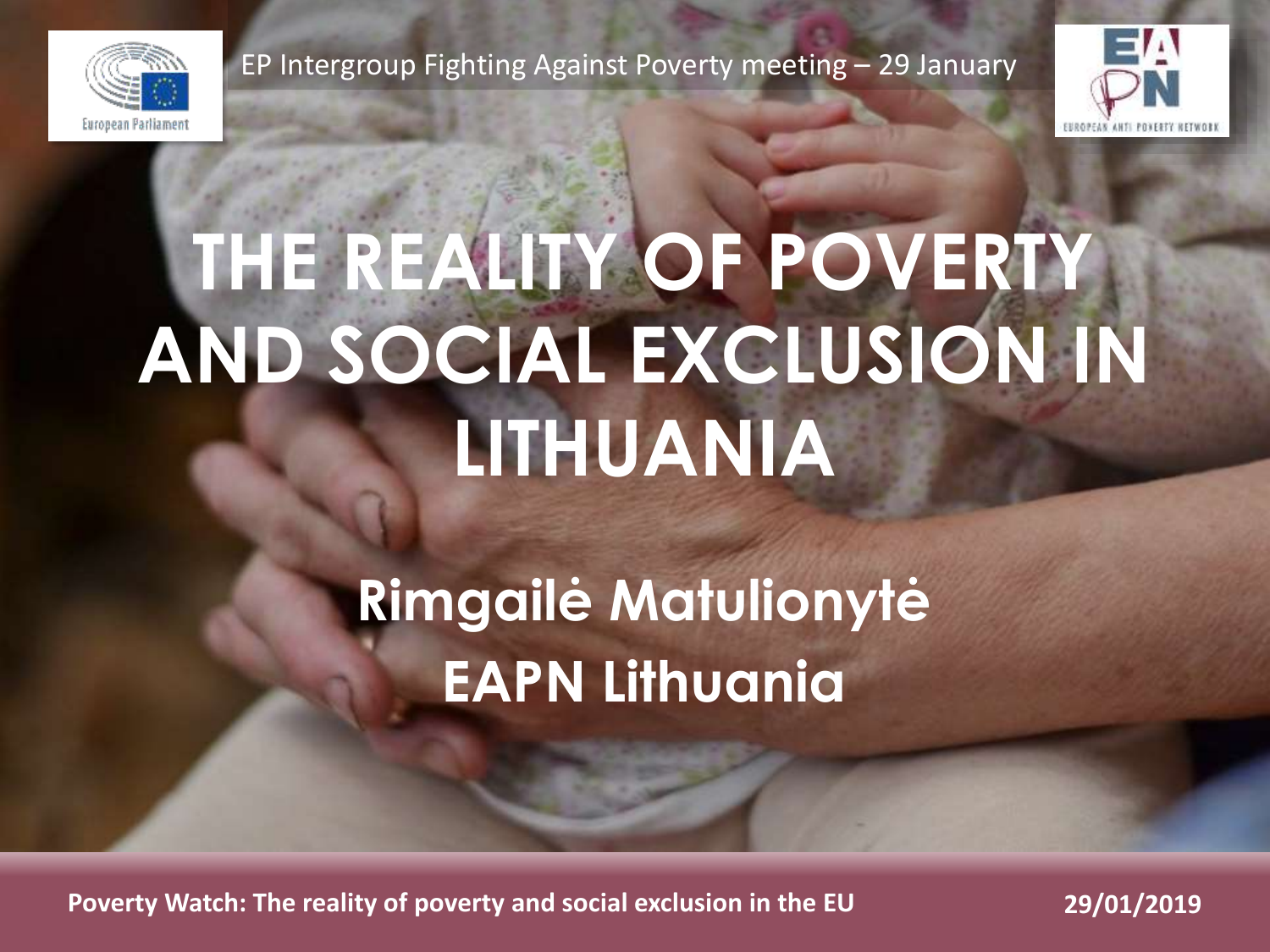EP Intergroup Fighting Against Poverty meeting – 29 January

# THE REALITY OF POVERTY AND SOCIAL EXCLUSION IN LITHUANIA

## Rimgailė Matulionytė
## EAPN Lithuania

**Poverty Watch: The reality of poverty and social exclusion in the EU** **29/01/2019**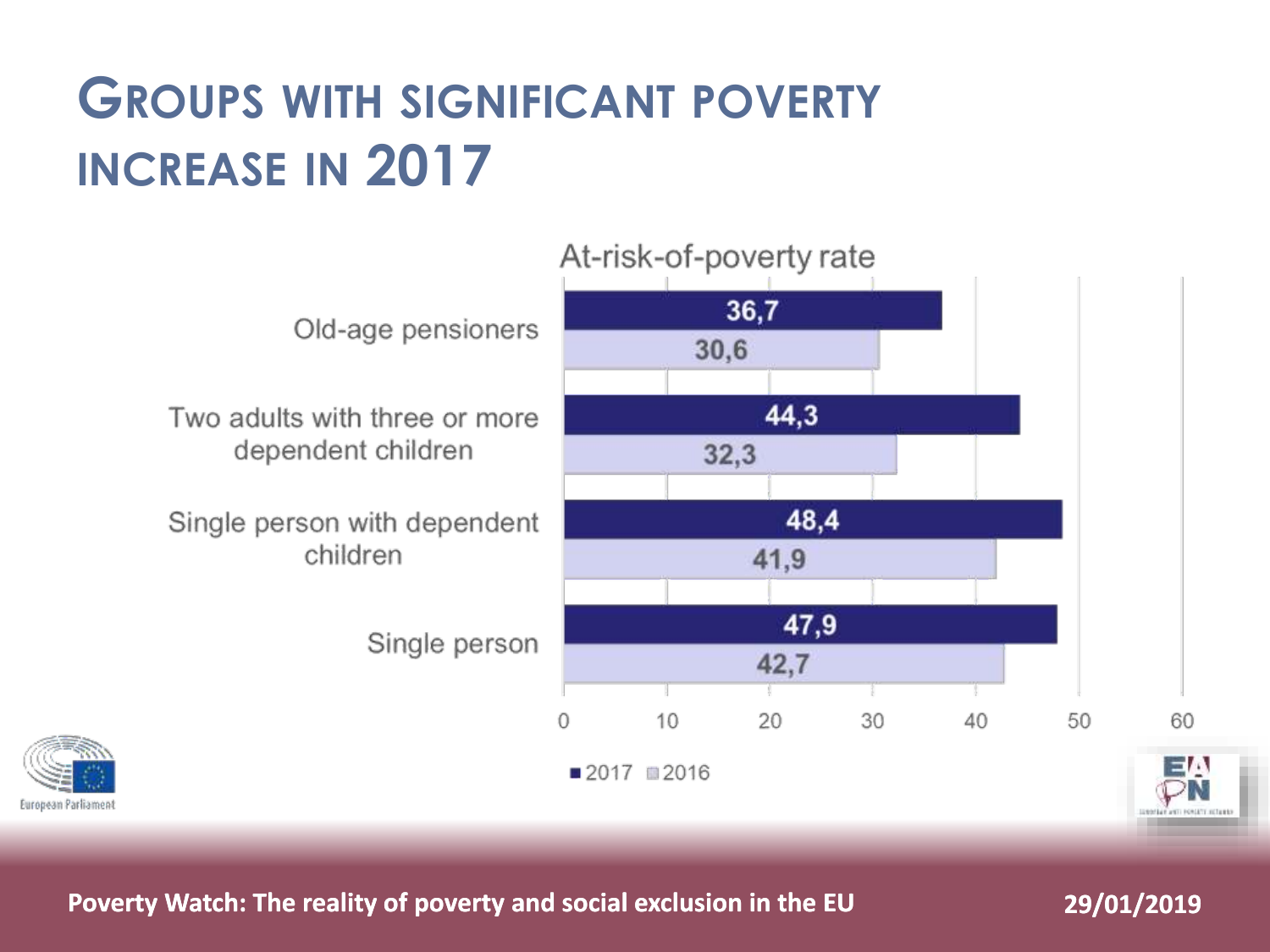# GROUPS WITH SIGNIFICANT POVERTY INCREASE IN 2017

At-risk-of-poverty rate

| | 2017 | 2016 |
|---|---|---|
| Old-age pensioners | 36,7 | 30,6 |
| Two adults with three or more dependent children | 44,3 | 32,3 |
| Single person with dependent children | 48,4 | 41,9 |
| Single person | 47,9 | 42,7 |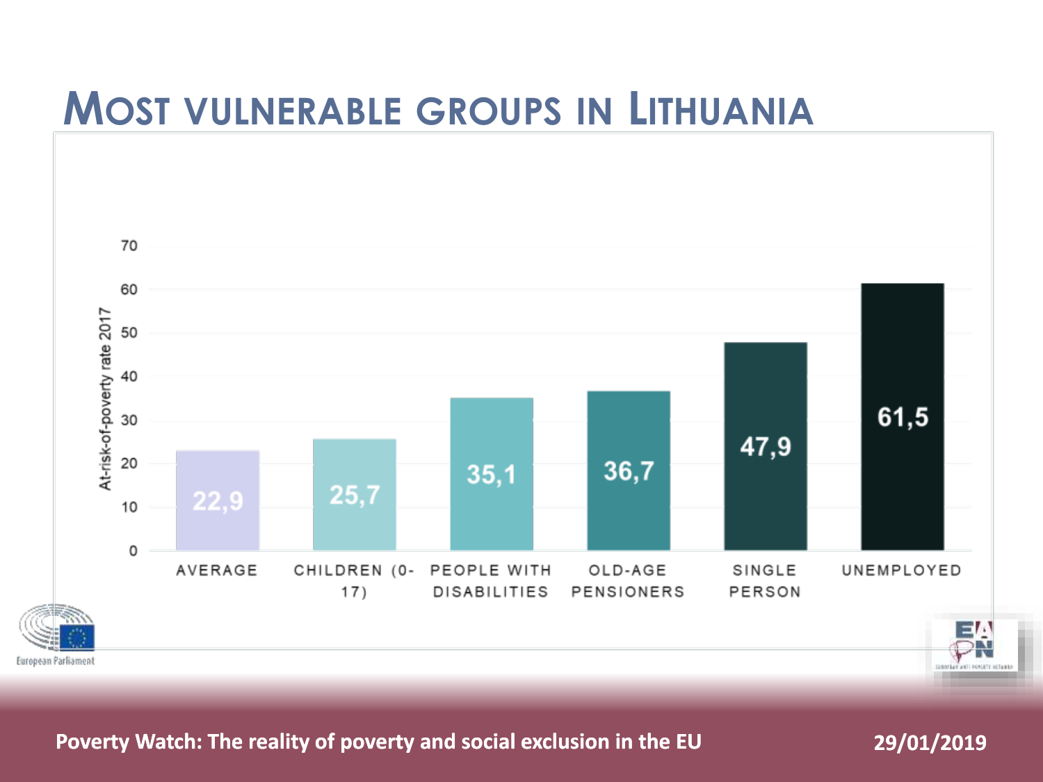# Most vulnerable groups in Lithuania

| | At-risk-of-poverty rate 2017 |
|---|---|
| AVERAGE | 22,9 |
| CHILDREN (0-17) | 25,7 |
| PEOPLE WITH DISABILITIES | 35,1 |
| OLD-AGE PENSIONERS | 36,7 |
| SINGLE PERSON | 47,9 |
| UNEMPLOYED | 61,5 |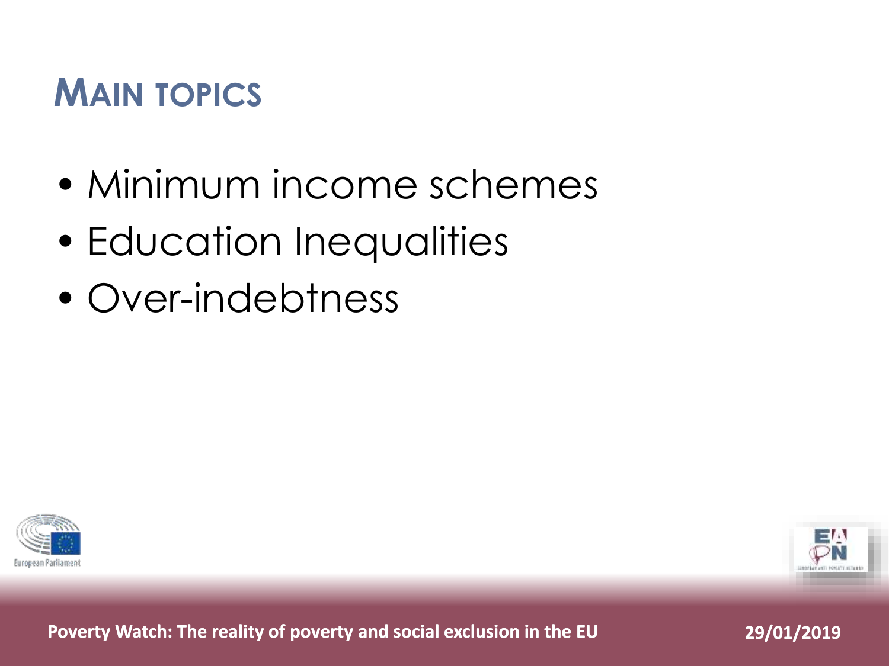# MAIN TOPICS

- Minimum income schemes
- Education Inequalities
- Over-indebtness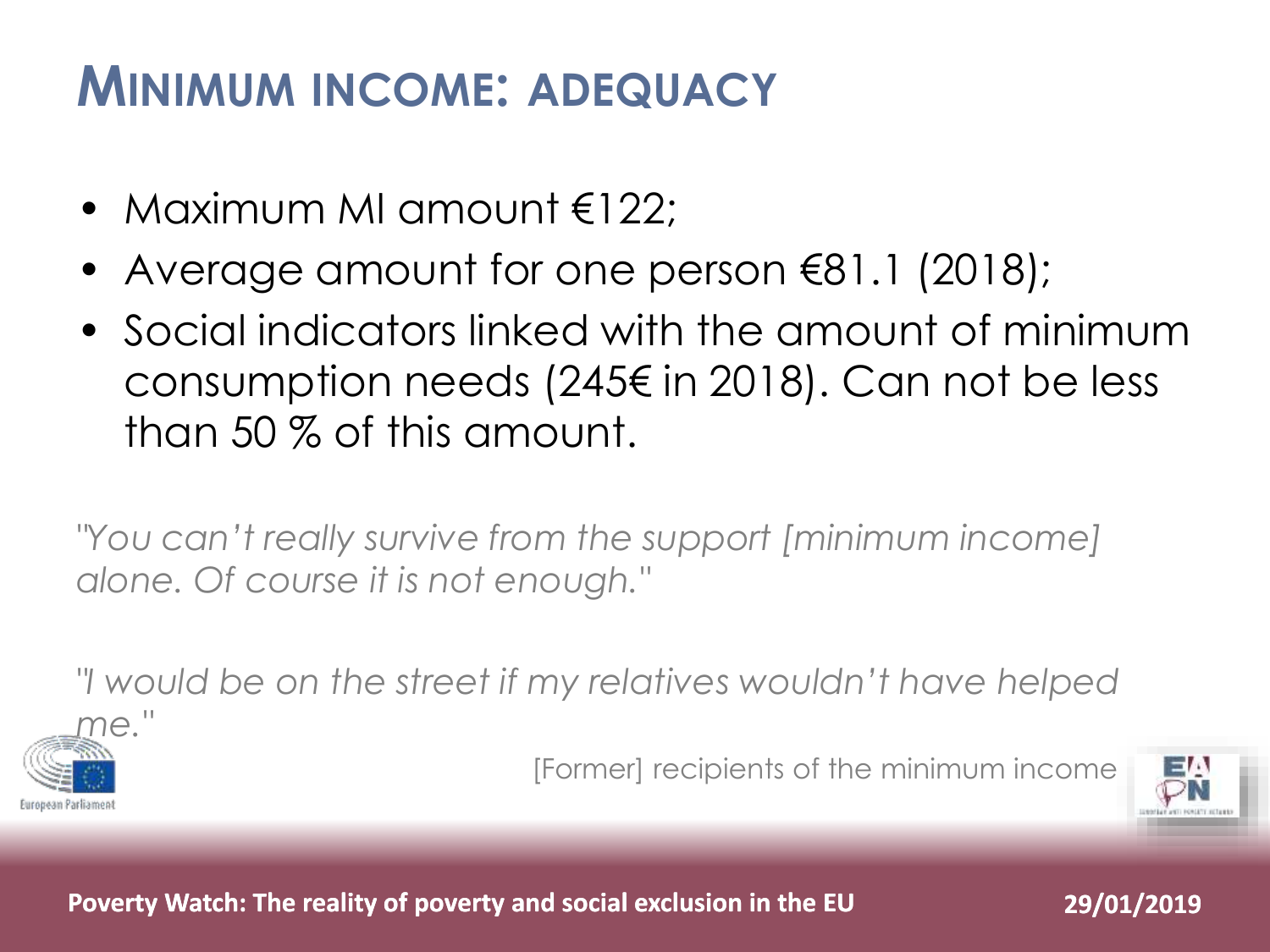# Minimum income: adequacy

- Maximum MI amount €122;
- Average amount for one person €81.1 (2018);
- Social indicators linked with the amount of minimum consumption needs (245€ in 2018). Can not be less than 50 % of this amount.

*"You can't really survive from the support [minimum income] alone. Of course it is not enough."*

*"I would be on the street if my relatives wouldn't have helped me."*

[Former] recipients of the minimum income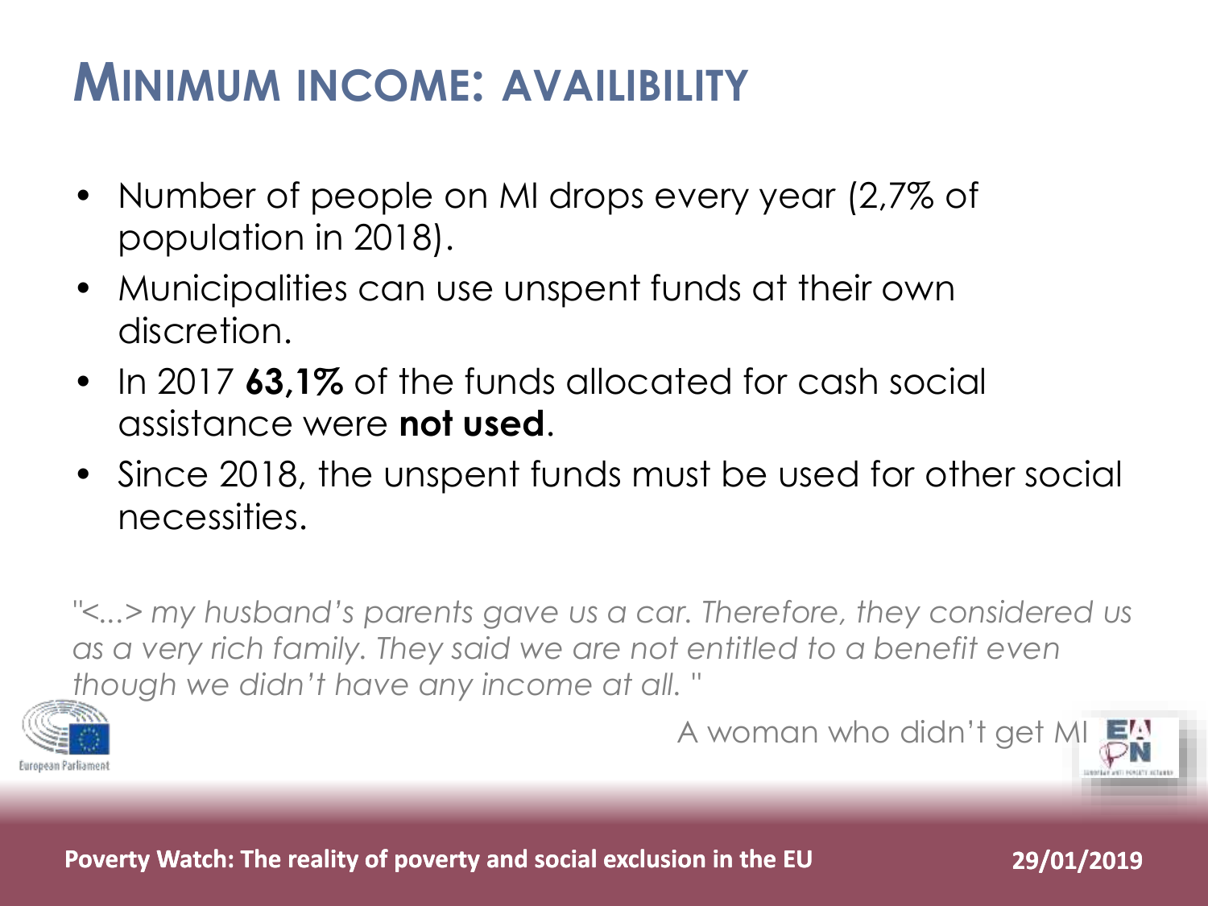# MINIMUM INCOME: AVAILIBILITY

- Number of people on MI drops every year (2,7% of population in 2018).
- Municipalities can use unspent funds at their own discretion.
- In 2017 **63,1%** of the funds allocated for cash social assistance were **not used**.
- Since 2018, the unspent funds must be used for other social necessities.

*"<...> my husband's parents gave us a car. Therefore, they considered us as a very rich family. They said we are not entitled to a benefit even though we didn't have any income at all. "*

A woman who didn't get MI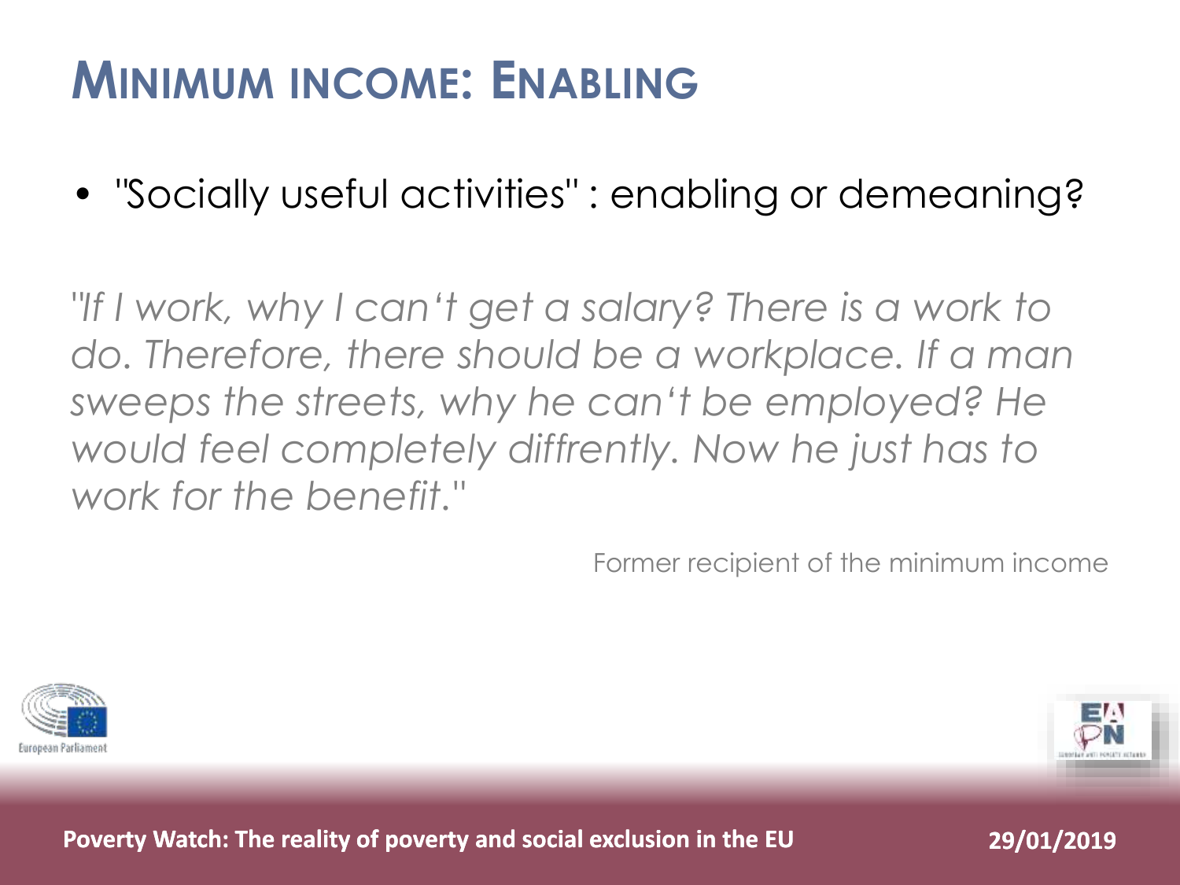# Minimum income: Enabling

- "Socially useful activities" : enabling or demeaning?

*"If I work, why I can't get a salary? There is a work to do. Therefore, there should be a workplace. If a man sweeps the streets, why he can't be employed? He would feel completely diffrently. Now he just has to work for the benefit."*

Former recipient of the minimum income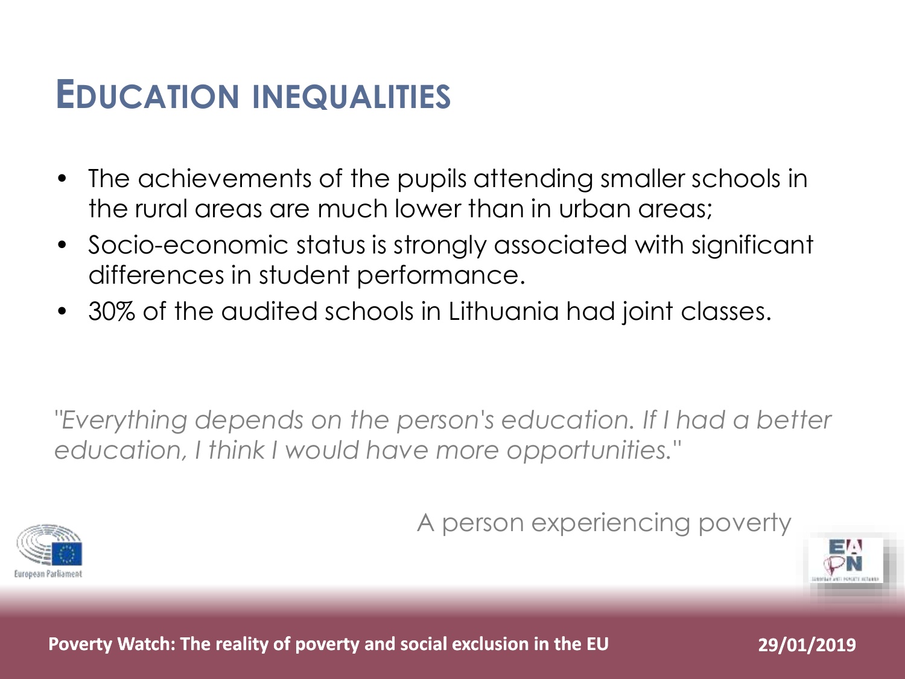# EDUCATION INEQUALITIES

- The achievements of the pupils attending smaller schools in the rural areas are much lower than in urban areas;
- Socio-economic status is strongly associated with significant differences in student performance.
- 30% of the audited schools in Lithuania had joint classes.

*"Everything depends on the person's education. If I had a better education, I think I would have more opportunities."*

A person experiencing poverty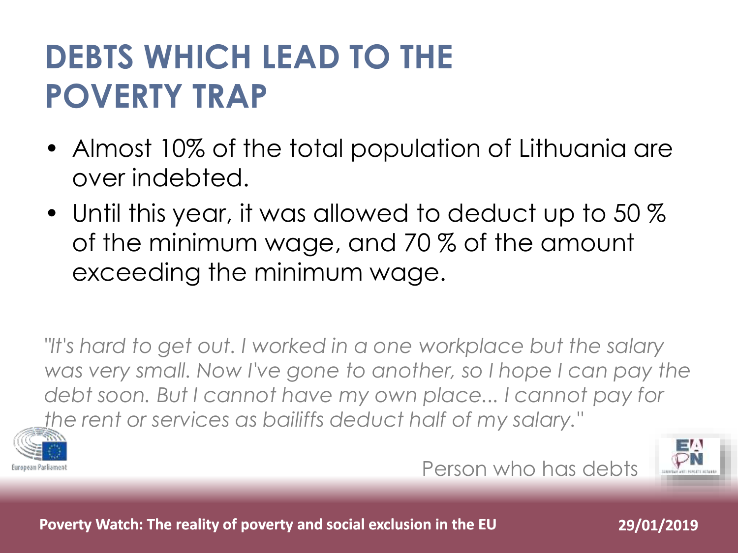# DEBTS WHICH LEAD TO THE POVERTY TRAP

- Almost 10% of the total population of Lithuania are over indebted.
- Until this year, it was allowed to deduct up to 50 % of the minimum wage, and 70 % of the amount exceeding the minimum wage.

*"It's hard to get out. I worked in a one workplace but the salary was very small. Now I've gone to another, so I hope I can pay the debt soon. But I cannot have my own place... I cannot pay for the rent or services as bailiffs deduct half of my salary."*

Person who has debts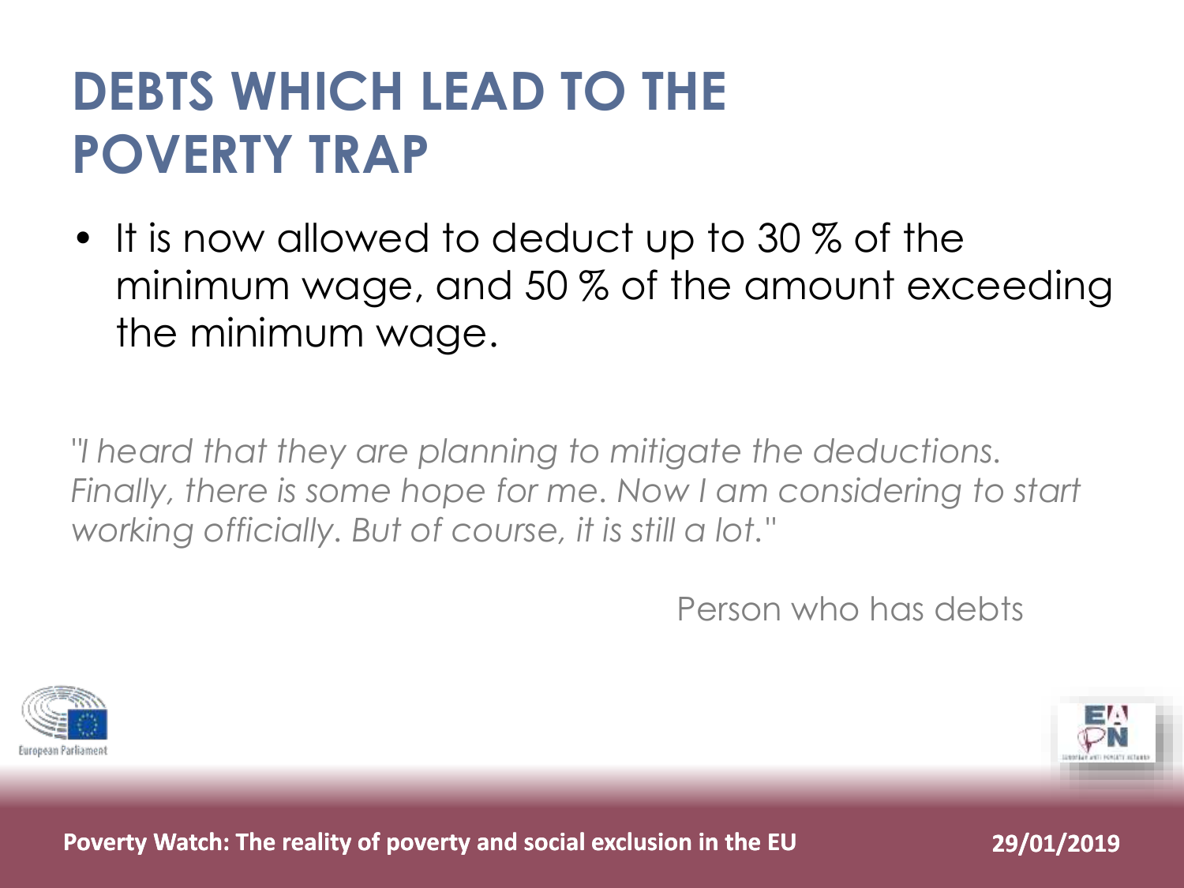# DEBTS WHICH LEAD TO THE POVERTY TRAP

- It is now allowed to deduct up to 30 % of the minimum wage, and 50 % of the amount exceeding the minimum wage.

*"I heard that they are planning to mitigate the deductions. Finally, there is some hope for me. Now I am considering to start working officially. But of course, it is still a lot."*

Person who has debts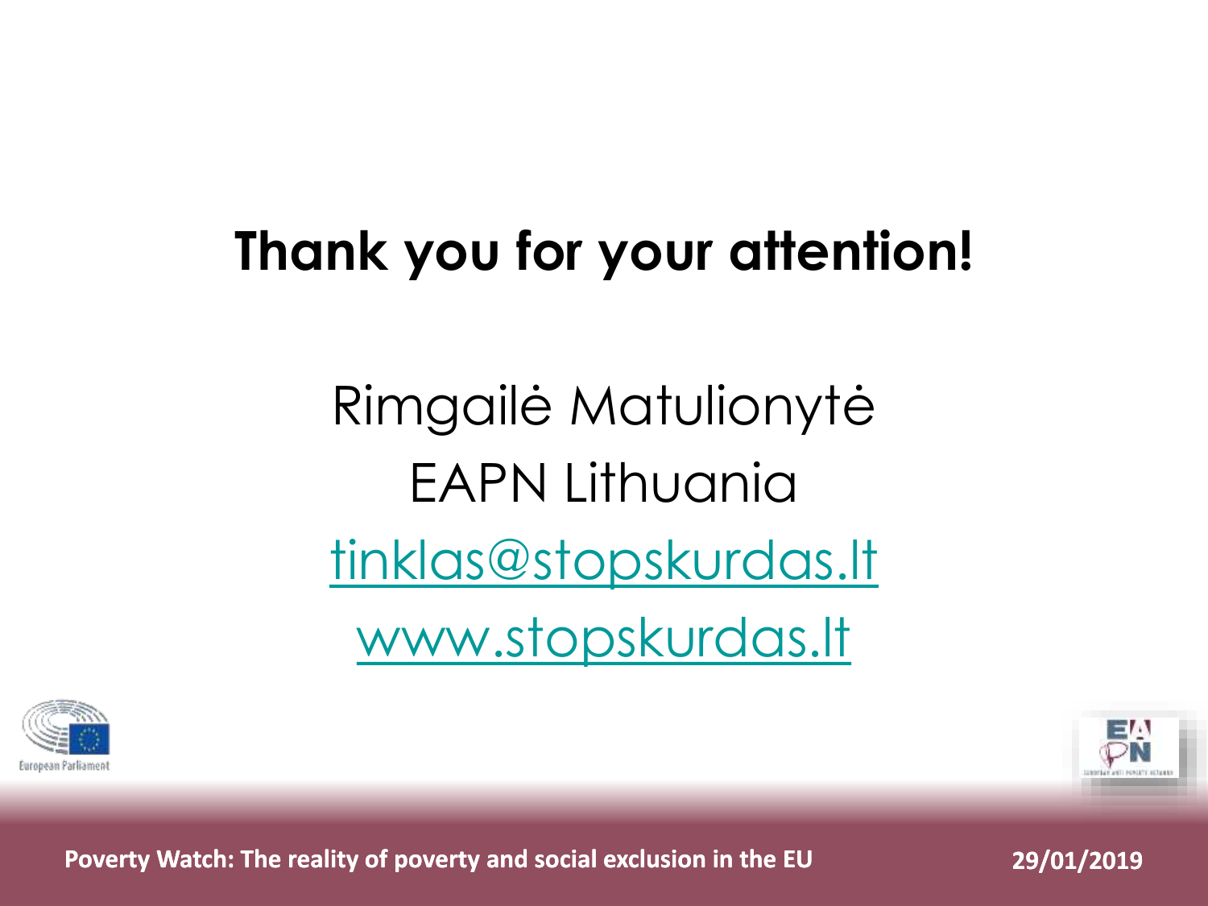# Thank you for your attention!

Rimgailė Matulionytė

EAPN Lithuania

tinklas@stopskurdas.lt

www.stopskurdas.lt